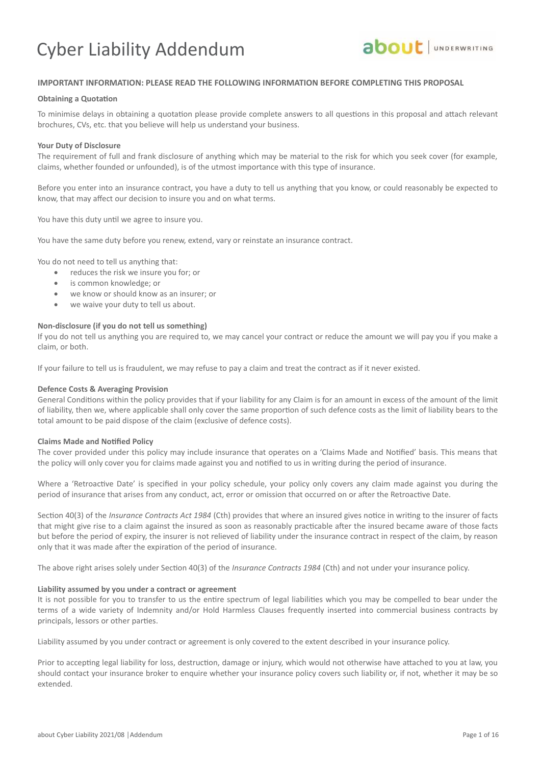# Cyber Liability Addendum

**IMPORTANT INFORMATION: PLEASE READ THE FOLLOWING INFORMATION BEFORE COMPLETING THIS PROPOSAL**

**Obtaining a Quotation**

To minimise delays in obtaining a quotation please provide complete answers to all questions in this proposal and attach relevant brochures, CVs, etc. that you believe will help us understand your business.

**Your Duty of Disclosure**

The requirement of full and frank disclosure of anything which may be material to the risk for which you seek cover (for example, claims, whether founded or unfounded), is of the utmost importance with this type of insurance.

Before you enter into an insurance contract, you have a duty to tell us anything that you know, or could reasonably be expected to know, that may affect our decision to insure you and on what terms.

You have this duty until we agree to insure you.

You have the same duty before you renew, extend, vary or reinstate an insurance contract.

You do not need to tell us anything that:

- reduces the risk we insure you for; or
- is common knowledge; or
- we know or should know as an insurer; or
- we waive your duty to tell us about.

**Non-disclosure (if you do not tell us something)**

If you do not tell us anything you are required to, we may cancel your contract or reduce the amount we will pay you if you make a claim, or both.

If your failure to tell us is fraudulent, we may refuse to pay a claim and treat the contract as if it never existed.

**Defence Costs & Averaging Provision**

General Conditions within the policy provides that if your liability for any Claim is for an amount in excess of the amount of the limit of liability, then we, where applicable shall only cover the same proportion of such defence costs as the limit of liability bears to the total amount to be paid dispose of the claim (exclusive of defence costs).

**Claims Made and Notified Policy**

The cover provided under this policy may include insurance that operates on a 'Claims Made and Notified' basis. This means that the policy will only cover you for claims made against you and notified to us in writing during the period of insurance.

Where a 'Retroactive Date' is specified in your policy schedule, your policy only covers any claim made against you during the period of insurance that arises from any conduct, act, error or omission that occurred on or after the Retroactive Date.

Section 40(3) of the *Insurance Contracts Act 1984* (Cth) provides that where an insured gives notice in writing to the insurer of facts that might give rise to a claim against the insured as soon as reasonably practicable after the insured became aware of those facts but before the period of expiry, the insurer is not relieved of liability under the insurance contract in respect of the claim, by reason only that it was made after the expiration of the period of insurance.

The above right arises solely under Section 40(3) of the *Insurance Contracts 1984* (Cth) and not under your insurance policy.

**Liability assumed by you under a contract or agreement**

It is not possible for you to transfer to us the entire spectrum of legal liabilities which you may be compelled to bear under the terms of a wide variety of Indemnity and/or Hold Harmless Clauses frequently inserted into commercial business contracts by principals, lessors or other parties.

Liability assumed by you under contract or agreement is only covered to the extent described in your insurance policy.

Prior to accepting legal liability for loss, destruction, damage or injury, which would not otherwise have attached to you at law, you should contact your insurance broker to enquire whether your insurance policy covers such liability or, if not, whether it may be so extended.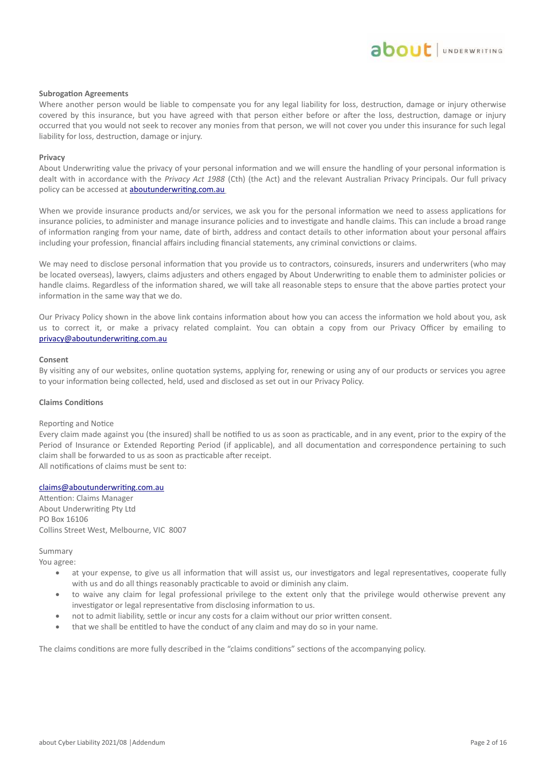**Subrogation Agreements**

Where another person would be liable to compensate you for any legal liability for loss, destruction, damage or injury otherwise covered by this insurance, but you have agreed with that person either before or after the loss, destruction, damage or injury occurred that you would not seek to recover any monies from that person, we will not cover you under this insurance for such legal liability for loss, destruction, damage or injury.

**Privacy**

About Underwriting value the privacy of your personal information and we will ensure the handling of your personal information is dealt with in accordance with the *Privacy Act 1988* (Cth) (the Act) and the relevant Australian Privacy Principals. Our full privacy policy can be accessed at [aboutunderwriting.com.au](aboutunderwriting.com.au)

When we provide insurance products and/or services, we ask you for the personal information we need to assess applications for insurance policies, to administer and manage insurance policies and to investigate and handle claims. This can include a broad range of information ranging from your name, date of birth, address and contact details to other information about your personal affairs including your profession, financial affairs including financial statements, any criminal convictions or claims.

We may need to disclose personal information that you provide us to contractors, coinsureds, insurers and underwriters (who may be located overseas), lawyers, claims adjusters and others engaged by About Underwriting to enable them to administer policies or handle claims. Regardless of the information shared, we will take all reasonable steps to ensure that the above parties protect your information in the same way that we do.

Our Privacy Policy shown in the above link contains information about how you can access the information we hold about you, ask us to correct it, or make a privacy related complaint. You can obtain a copy from our Privacy Officer by emailing to [privacy@aboutunderwriting.com.au](mailto:privacy@aboutunderwriting.com.au)

**Consent**

By visiting any of our websites, online quotation systems, applying for, renewing or using any of our products or services you agree to your information being collected, held, used and disclosed as set out in our Privacy Policy.

**Claims Conditions**

Reporting and Notice

Every claim made against you (the insured) shall be notified to us as soon as practicable, and in any event, prior to the expiry of the Period of Insurance or Extended Reporting Period (if applicable), and all documentation and correspondence pertaining to such claim shall be forwarded to us as soon as practicable after receipt.
All notifications of claims must be sent to:

[claims@aboutunderwriting.com.au](mailto:claims@aboutunderwriting.com.au)
Attention: Claims Manager
About Underwriting Pty Ltd
PO Box 16106
Collins Street West, Melbourne, VIC 8007

Summary

You agree:

- at your expense, to give us all information that will assist us, our investigators and legal representatives, cooperate fully with us and do all things reasonably practicable to avoid or diminish any claim.
- to waive any claim for legal professional privilege to the extent only that the privilege would otherwise prevent any investigator or legal representative from disclosing information to us.
- not to admit liability, settle or incur any costs for a claim without our prior written consent.
- that we shall be entitled to have the conduct of any claim and may do so in your name.

The claims conditions are more fully described in the "claims conditions" sections of the accompanying policy.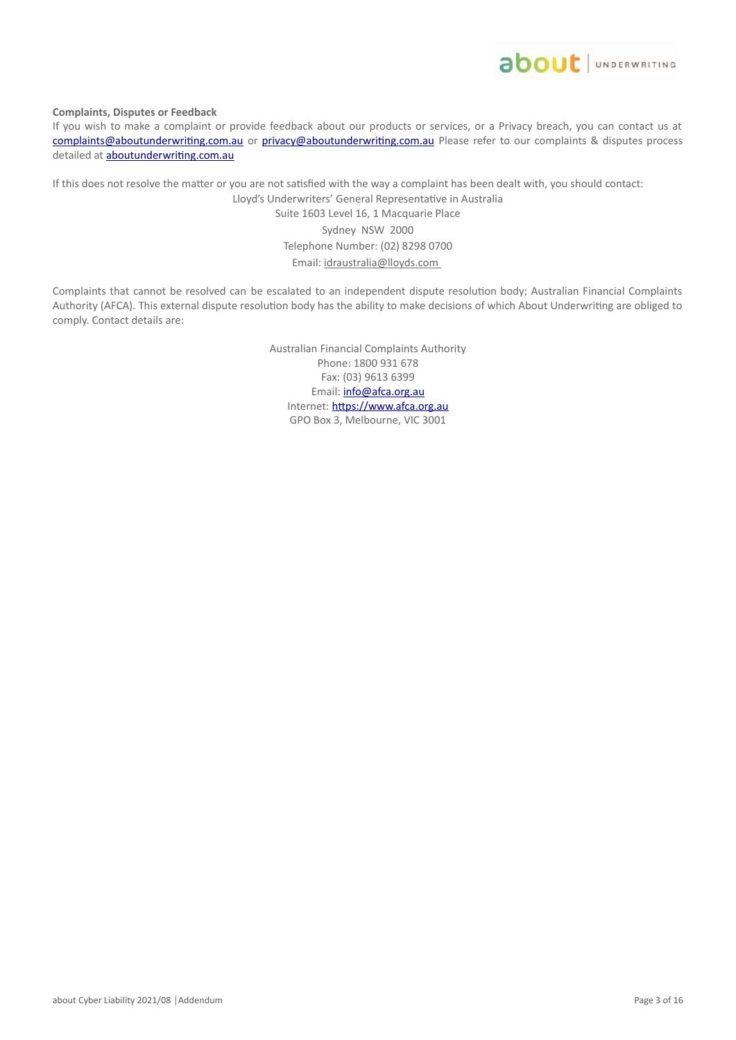**Complaints, Disputes or Feedback**

If you wish to make a complaint or provide feedback about our products or services, or a Privacy breach, you can contact us at complaints@aboutunderwriting.com.au or privacy@aboutunderwriting.com.au Please refer to our complaints & disputes process detailed at aboutunderwriting.com.au

If this does not resolve the matter or you are not satisfied with the way a complaint has been dealt with, you should contact:

Lloyd's Underwriters' General Representative in Australia
Suite 1603 Level 16, 1 Macquarie Place
Sydney NSW 2000
Telephone Number: (02) 8298 0700
Email: idraustralia@lloyds.com

Complaints that cannot be resolved can be escalated to an independent dispute resolution body; Australian Financial Complaints Authority (AFCA). This external dispute resolution body has the ability to make decisions of which About Underwriting are obliged to comply. Contact details are:

Australian Financial Complaints Authority
Phone: 1800 931 678
Fax: (03) 9613 6399
Email: info@afca.org.au
Internet: https://www.afca.org.au
GPO Box 3, Melbourne, VIC 3001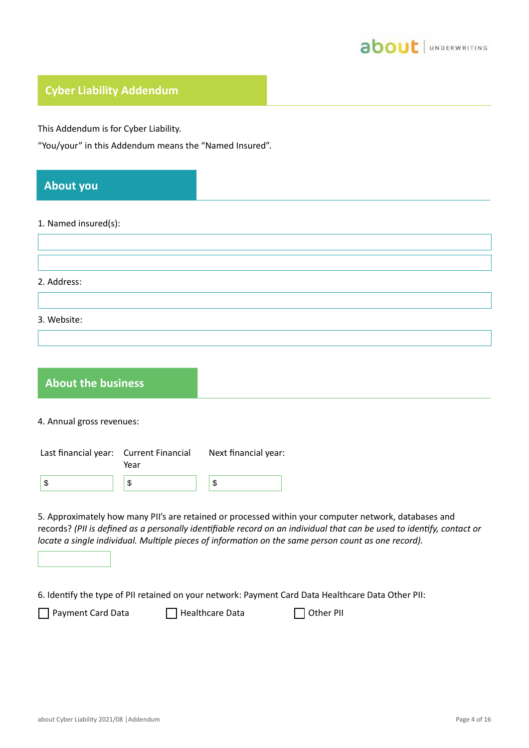## Cyber Liability Addendum

This Addendum is for Cyber Liability.

"You/your" in this Addendum means the "Named Insured".

## About you

1. Named insured(s):

2. Address:

3. Website:

## About the business

4. Annual gross revenues:

| Last financial year: | Current Financial Year | Next financial year: |
|---|---|---|
| $ | $ | $ |

5. Approximately how many PII's are retained or processed within your computer network, databases and records? *(PII is defined as a personally identifiable record on an individual that can be used to identify, contact or locate a single individual. Multiple pieces of information on the same person count as one record).*

6. Identify the type of PII retained on your network: Payment Card Data Healthcare Data Other PII:

☐ Payment Card Data ☐ Healthcare Data ☐ Other PII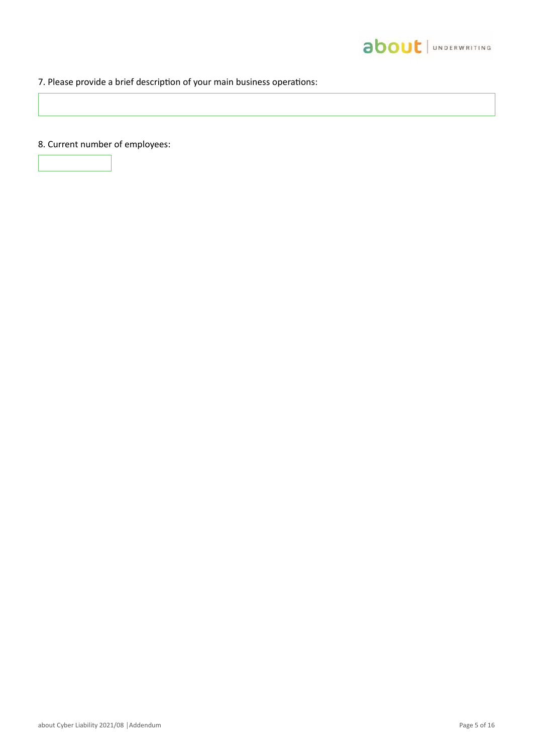7. Please provide a brief description of your main business operations:

8. Current number of employees: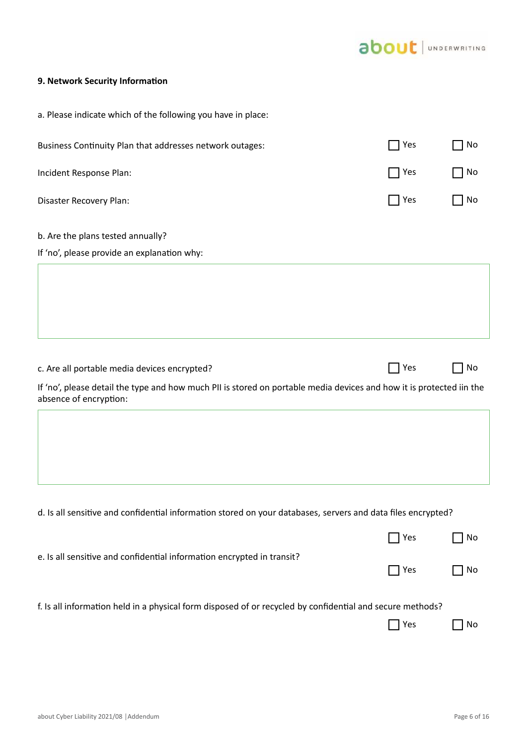## 9. Network Security Information

a. Please indicate which of the following you have in place:

| | | |
|---|---|---|
| Business Continuity Plan that addresses network outages: | ☐ Yes | ☐ No |
| Incident Response Plan: | ☐ Yes | ☐ No |
| Disaster Recovery Plan: | ☐ Yes | ☐ No |

b. Are the plans tested annually?

If 'no', please provide an explanation why:

&nbsp;

c. Are all portable media devices encrypted? ☐ Yes ☐ No

If 'no', please detail the type and how much PII is stored on portable media devices and how it is protected iin the absence of encryption:

&nbsp;

d. Is all sensitive and confidential information stored on your databases, servers and data files encrypted?

☐ Yes ☐ No

e. Is all sensitive and confidential information encrypted in transit?

☐ Yes ☐ No

f. Is all information held in a physical form disposed of or recycled by confidential and secure methods?

☐ Yes ☐ No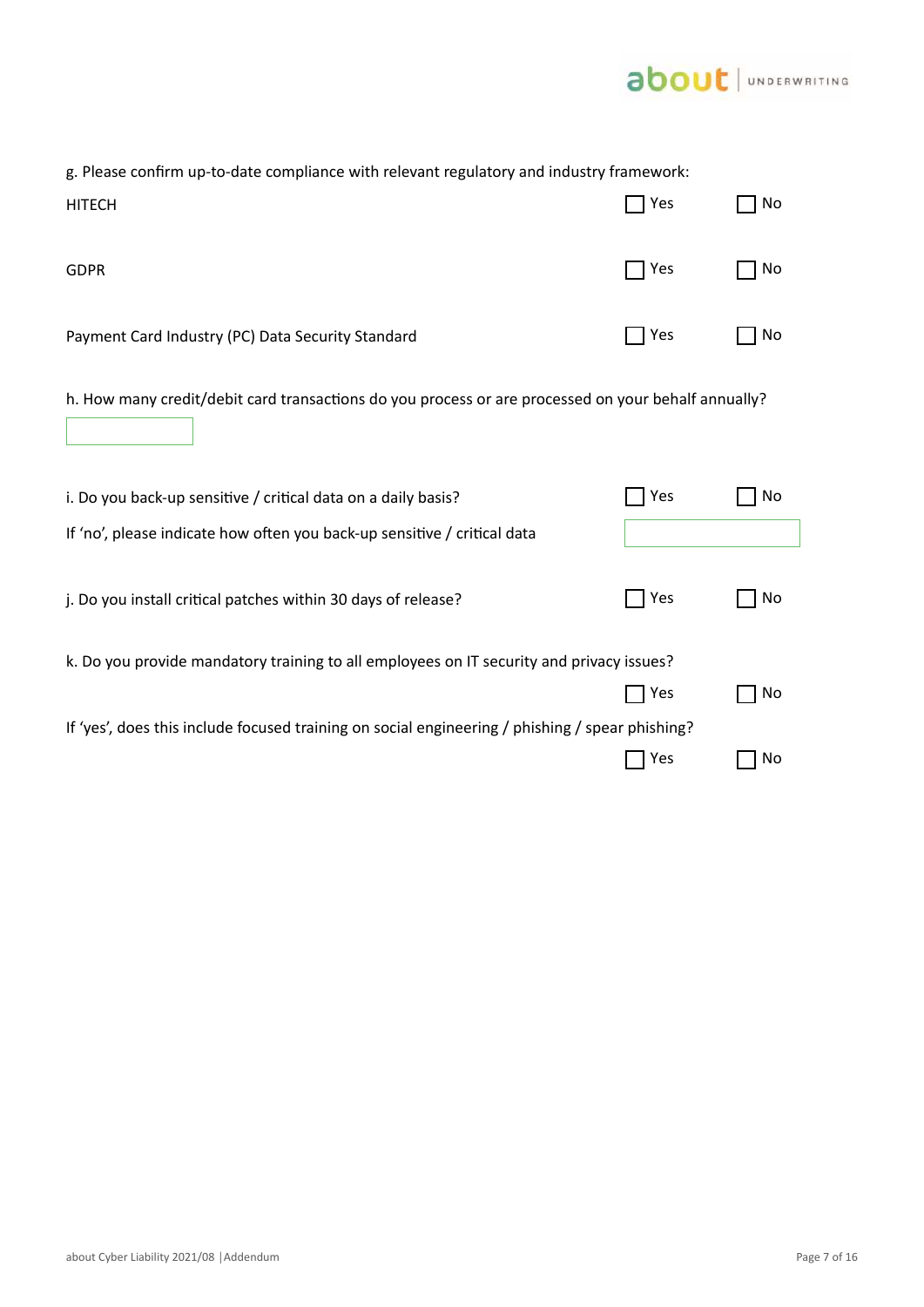g. Please confirm up-to-date compliance with relevant regulatory and industry framework:

| | | |
|---|---|---|
| HITECH | ☐ Yes | ☐ No |
| GDPR | ☐ Yes | ☐ No |
| Payment Card Industry (PC) Data Security Standard | ☐ Yes | ☐ No |

h. How many credit/debit card transactions do you process or are processed on your behalf annually?

[ ]

i. Do you back-up sensitive / critical data on a daily basis? ☐ Yes ☐ No

If 'no', please indicate how often you back-up sensitive / critical data [ ]

j. Do you install critical patches within 30 days of release? ☐ Yes ☐ No

k. Do you provide mandatory training to all employees on IT security and privacy issues?

☐ Yes ☐ No

If 'yes', does this include focused training on social engineering / phishing / spear phishing?

☐ Yes ☐ No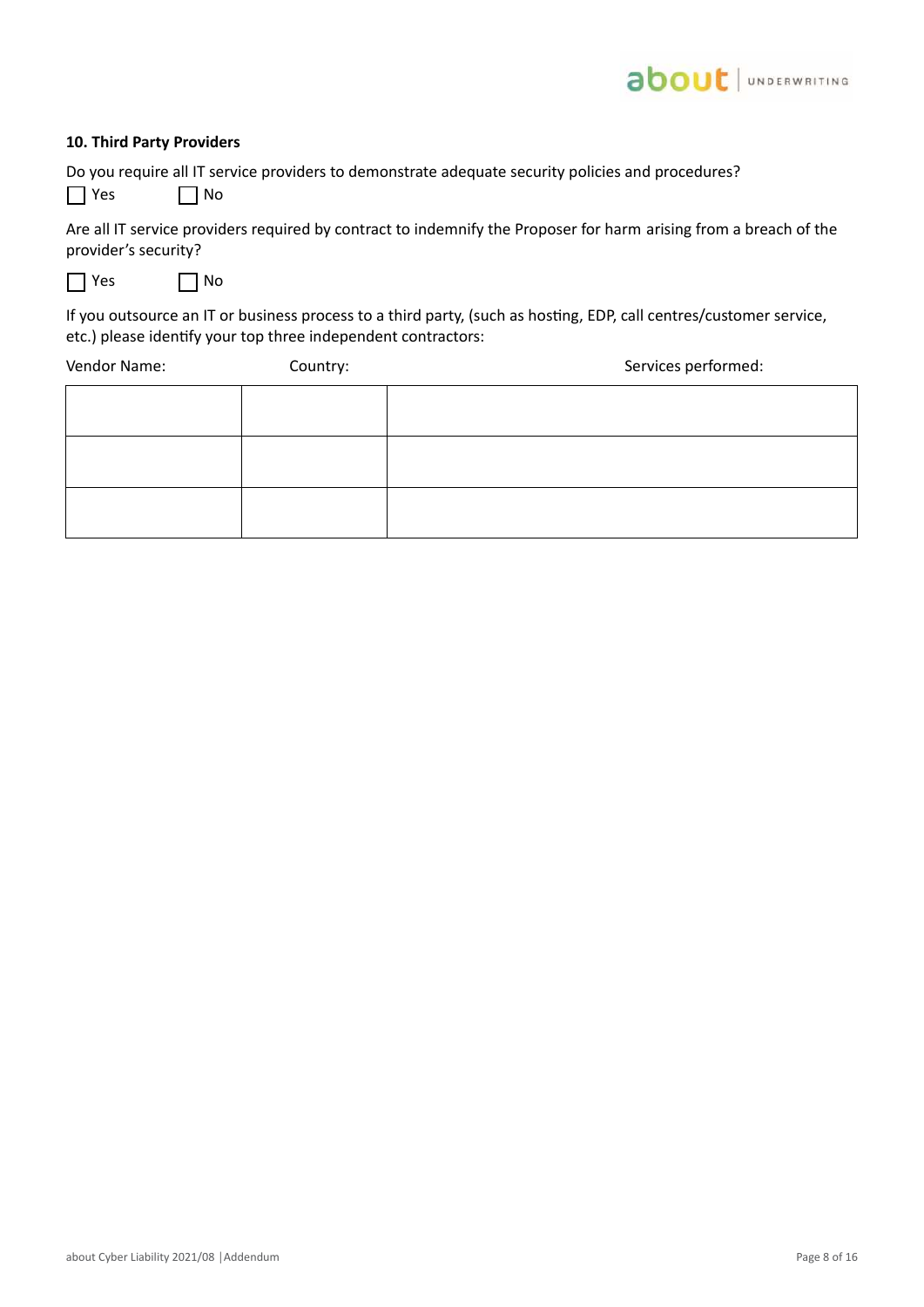### 10. Third Party Providers

Do you require all IT service providers to demonstrate adequate security policies and procedures?

☐ Yes ☐ No

Are all IT service providers required by contract to indemnify the Proposer for harm arising from a breach of the provider's security?

☐ Yes ☐ No

If you outsource an IT or business process to a third party, (such as hosting, EDP, call centres/customer service, etc.) please identify your top three independent contractors:

| Vendor Name: | Country: | Services performed: |
|---|---|---|
| | | |
| | | |
| | | |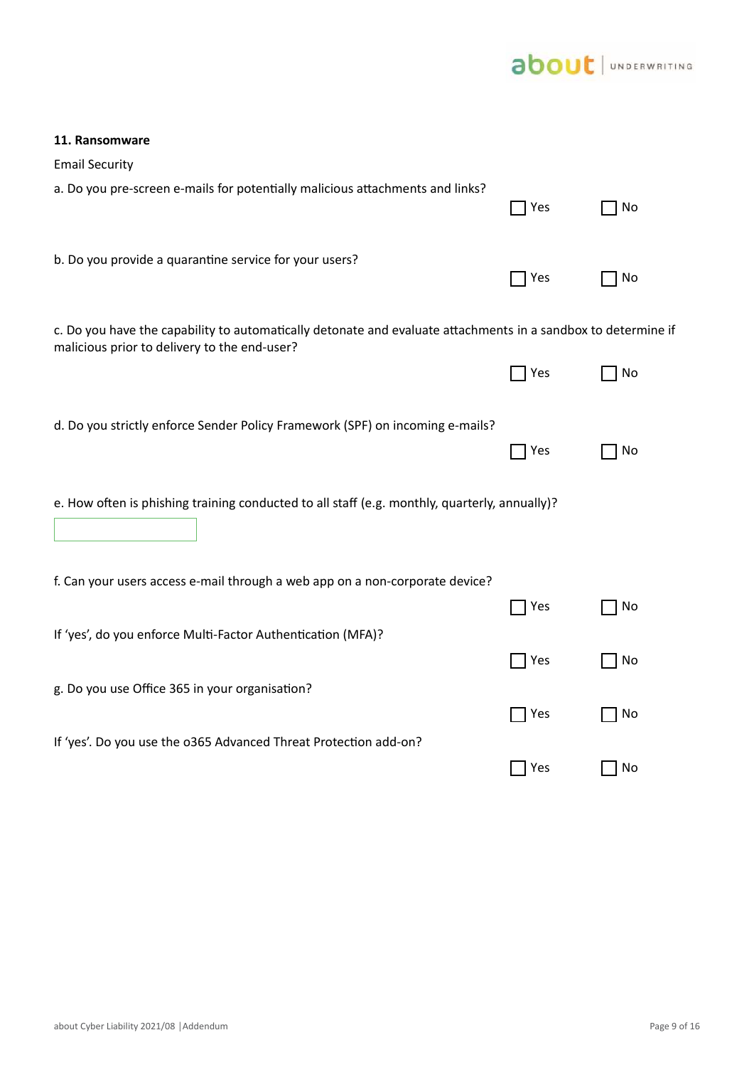## 11. Ransomware

Email Security

a. Do you pre-screen e-mails for potentially malicious attachments and links?

☐ Yes ☐ No

b. Do you provide a quarantine service for your users?

☐ Yes ☐ No

c. Do you have the capability to automatically detonate and evaluate attachments in a sandbox to determine if malicious prior to delivery to the end-user?

☐ Yes ☐ No

d. Do you strictly enforce Sender Policy Framework (SPF) on incoming e-mails?

☐ Yes ☐ No

e. How often is phishing training conducted to all staff (e.g. monthly, quarterly, annually)?

\_\_\_\_\_\_\_\_\_\_\_\_\_\_\_\_\_\_\_\_

f. Can your users access e-mail through a web app on a non-corporate device?

☐ Yes ☐ No

If 'yes', do you enforce Multi-Factor Authentication (MFA)?

☐ Yes ☐ No

g. Do you use Office 365 in your organisation?

☐ Yes ☐ No

If 'yes'. Do you use the o365 Advanced Threat Protection add-on?

☐ Yes ☐ No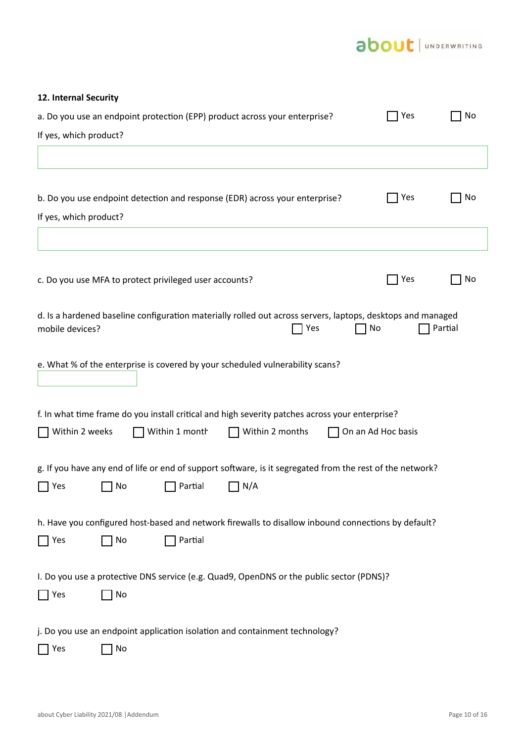## 12. Internal Security

a. Do you use an endpoint protection (EPP) product across your enterprise? ☐ Yes ☐ No

If yes, which product?

b. Do you use endpoint detection and response (EDR) across your enterprise? ☐ Yes ☐ No

If yes, which product?

c. Do you use MFA to protect privileged user accounts? ☐ Yes ☐ No

d. Is a hardened baseline configuration materially rolled out across servers, laptops, desktops and managed mobile devices? ☐ Yes ☐ No ☐ Partial

e. What % of the enterprise is covered by your scheduled vulnerability scans?

f. In what time frame do you install critical and high severity patches across your enterprise?

☐ Within 2 weeks ☐ Within 1 month ☐ Within 2 months ☐ On an Ad Hoc basis

g. If you have any end of life or end of support software, is it segregated from the rest of the network?

☐ Yes ☐ No ☐ Partial ☐ N/A

h. Have you configured host-based and network firewalls to disallow inbound connections by default?

☐ Yes ☐ No ☐ Partial

I. Do you use a protective DNS service (e.g. Quad9, OpenDNS or the public sector (PDNS)?

☐ Yes ☐ No

j. Do you use an endpoint application isolation and containment technology?

☐ Yes ☐ No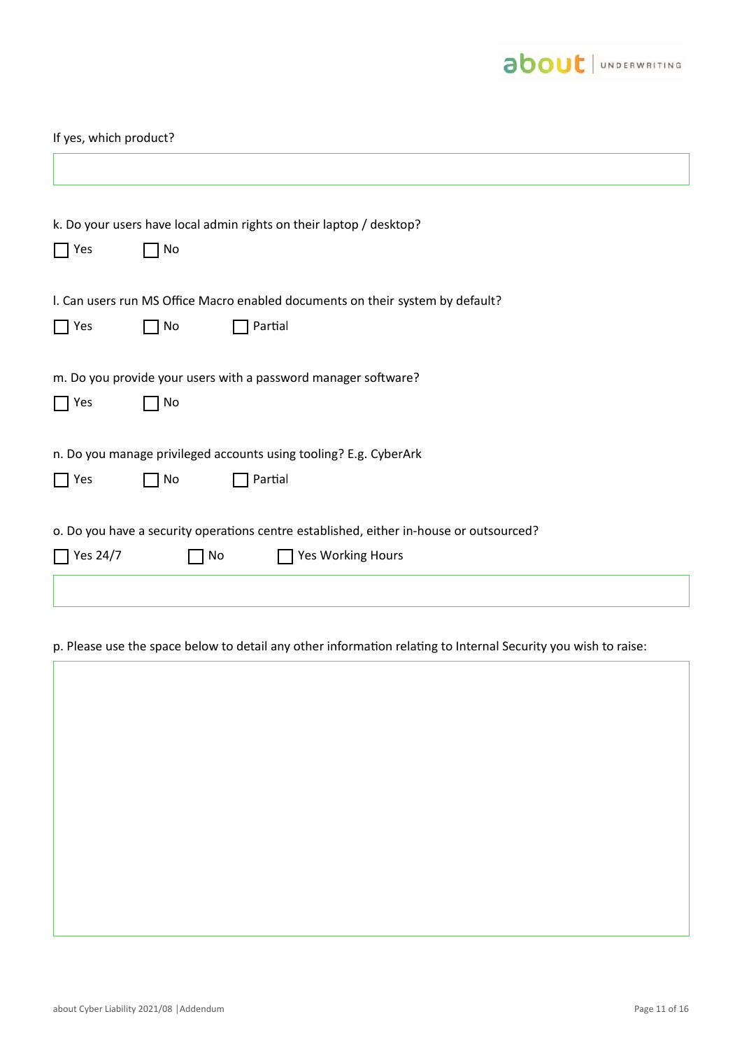If yes, which product?

k. Do your users have local admin rights on their laptop / desktop?

☐ Yes ☐ No

l. Can users run MS Office Macro enabled documents on their system by default?

☐ Yes ☐ No ☐ Partial

m. Do you provide your users with a password manager software?

☐ Yes ☐ No

n. Do you manage privileged accounts using tooling? E.g. CyberArk

☐ Yes ☐ No ☐ Partial

o. Do you have a security operations centre established, either in-house or outsourced?

☐ Yes 24/7 ☐ No ☐ Yes Working Hours

p. Please use the space below to detail any other information relating to Internal Security you wish to raise: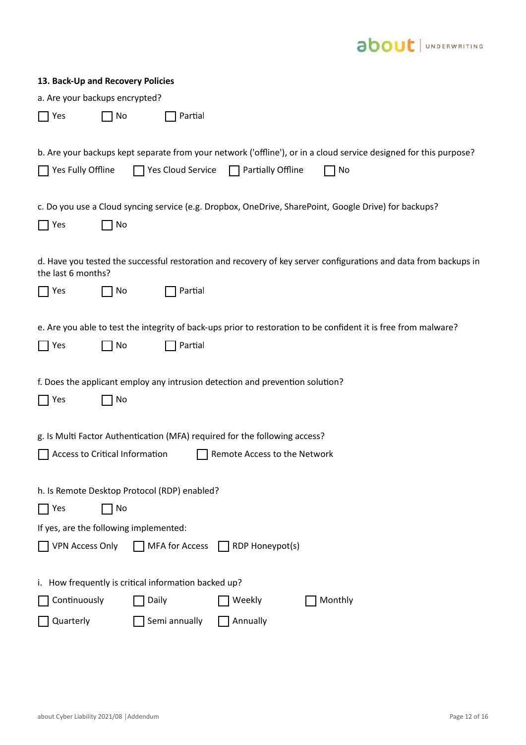### 13. Back-Up and Recovery Policies

a. Are your backups encrypted?

☐ Yes ☐ No ☐ Partial

b. Are your backups kept separate from your network ('offline'), or in a cloud service designed for this purpose?

☐ Yes Fully Offline ☐ Yes Cloud Service ☐ Partially Offline ☐ No

c. Do you use a Cloud syncing service (e.g. Dropbox, OneDrive, SharePoint, Google Drive) for backups?

☐ Yes ☐ No

d. Have you tested the successful restoration and recovery of key server configurations and data from backups in the last 6 months?

☐ Yes ☐ No ☐ Partial

e. Are you able to test the integrity of back-ups prior to restoration to be confident it is free from malware?

☐ Yes ☐ No ☐ Partial

f. Does the applicant employ any intrusion detection and prevention solution?

☐ Yes ☐ No

g. Is Multi Factor Authentication (MFA) required for the following access?

☐ Access to Critical Information ☐ Remote Access to the Network

h. Is Remote Desktop Protocol (RDP) enabled?

☐ Yes ☐ No

If yes, are the following implemented:

☐ VPN Access Only ☐ MFA for Access ☐ RDP Honeypot(s)

i. How frequently is critical information backed up?

☐ Continuously ☐ Daily ☐ Weekly ☐ Monthly

☐ Quarterly ☐ Semi annually ☐ Annually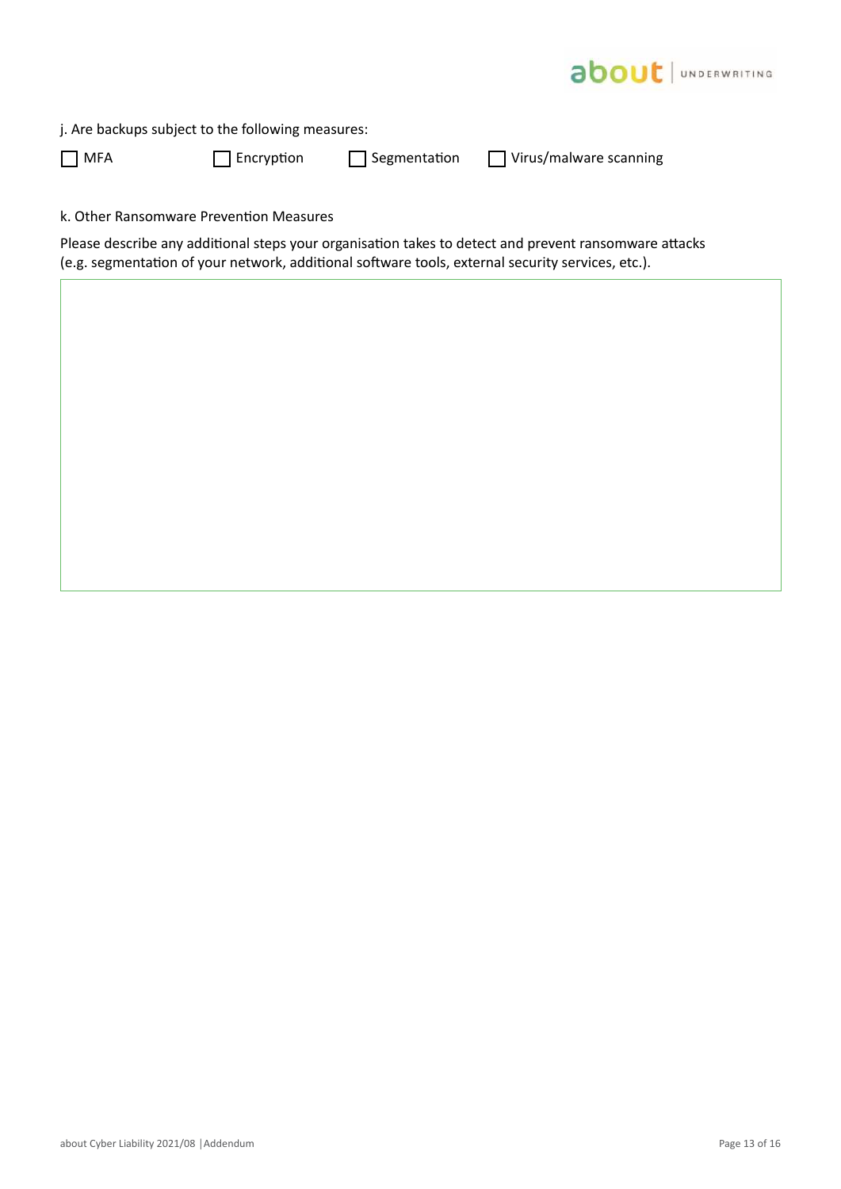j. Are backups subject to the following measures:

☐ MFA ☐ Encryption ☐ Segmentation ☐ Virus/malware scanning

k. Other Ransomware Prevention Measures

Please describe any additional steps your organisation takes to detect and prevent ransomware attacks (e.g. segmentation of your network, additional software tools, external security services, etc.).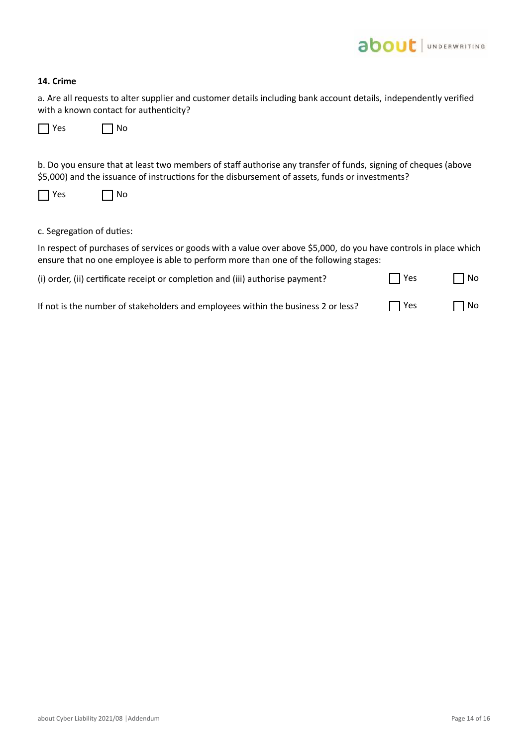### 14. Crime

a. Are all requests to alter supplier and customer details including bank account details, independently verified with a known contact for authenticity?

☐ Yes ☐ No

b. Do you ensure that at least two members of staff authorise any transfer of funds, signing of cheques (above $5,000) and the issuance of instructions for the disbursement of assets, funds or investments?

☐ Yes ☐ No

c. Segregation of duties:

In respect of purchases of services or goods with a value over above $5,000, do you have controls in place which ensure that no one employee is able to perform more than one of the following stages:

(i) order, (ii) certificate receipt or completion and (iii) authorise payment? ☐ Yes ☐ No

If not is the number of stakeholders and employees within the business 2 or less? ☐ Yes ☐ No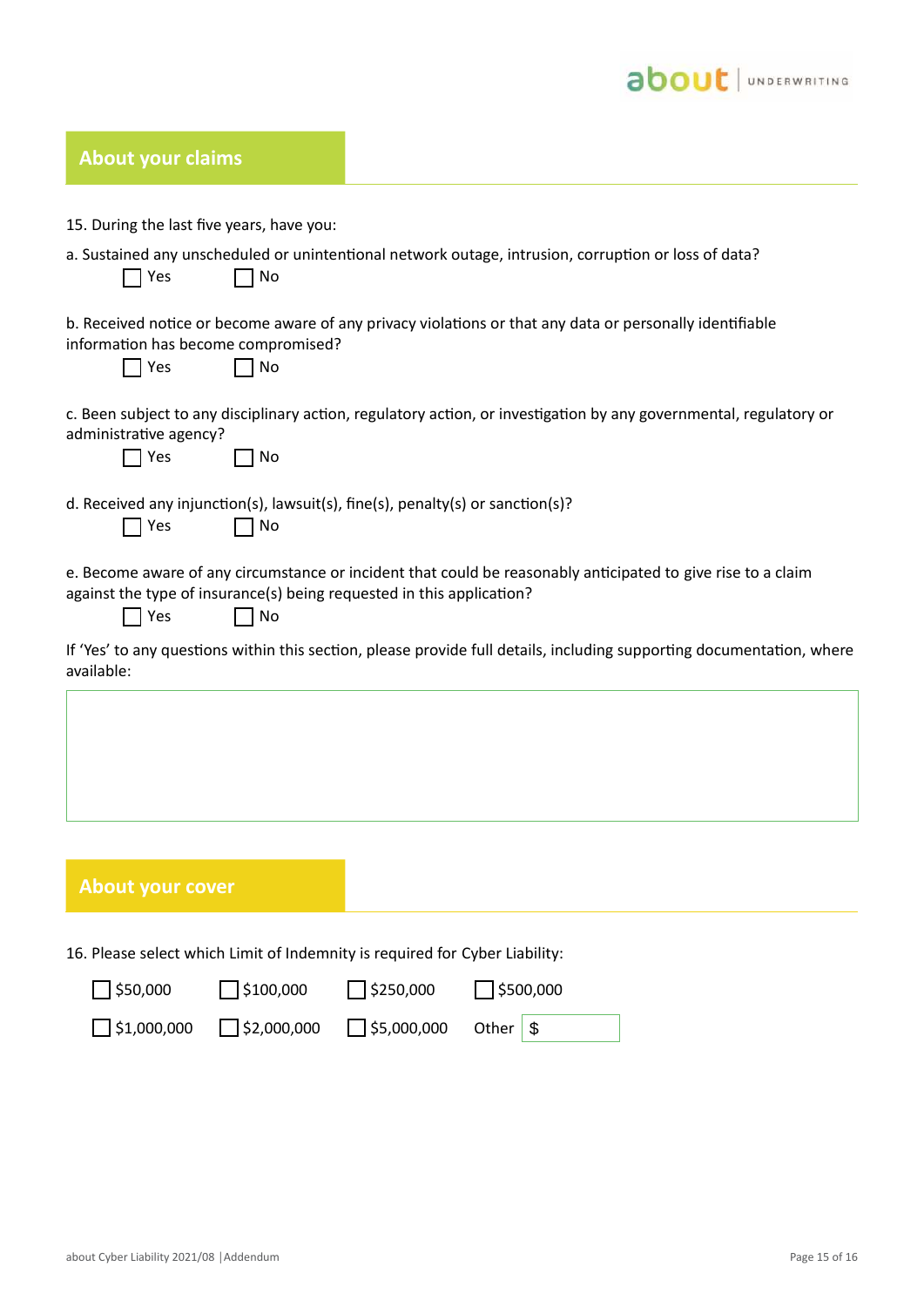## About your claims

15. During the last five years, have you:

a. Sustained any unscheduled or unintentional network outage, intrusion, corruption or loss of data?

☐ Yes ☐ No

b. Received notice or become aware of any privacy violations or that any data or personally identifiable information has become compromised?

☐ Yes ☐ No

c. Been subject to any disciplinary action, regulatory action, or investigation by any governmental, regulatory or administrative agency?

☐ Yes ☐ No

d. Received any injunction(s), lawsuit(s), fine(s), penalty(s) or sanction(s)?

☐ Yes ☐ No

e. Become aware of any circumstance or incident that could be reasonably anticipated to give rise to a claim against the type of insurance(s) being requested in this application?

☐ Yes ☐ No

If 'Yes' to any questions within this section, please provide full details, including supporting documentation, where available:

## About your cover

16. Please select which Limit of Indemnity is required for Cyber Liability:

☐ $50,000 ☐ $100,000 ☐ $250,000 ☐ $500,000

☐ $1,000,000 ☐ $2,000,000 ☐ $5,000,000 Other $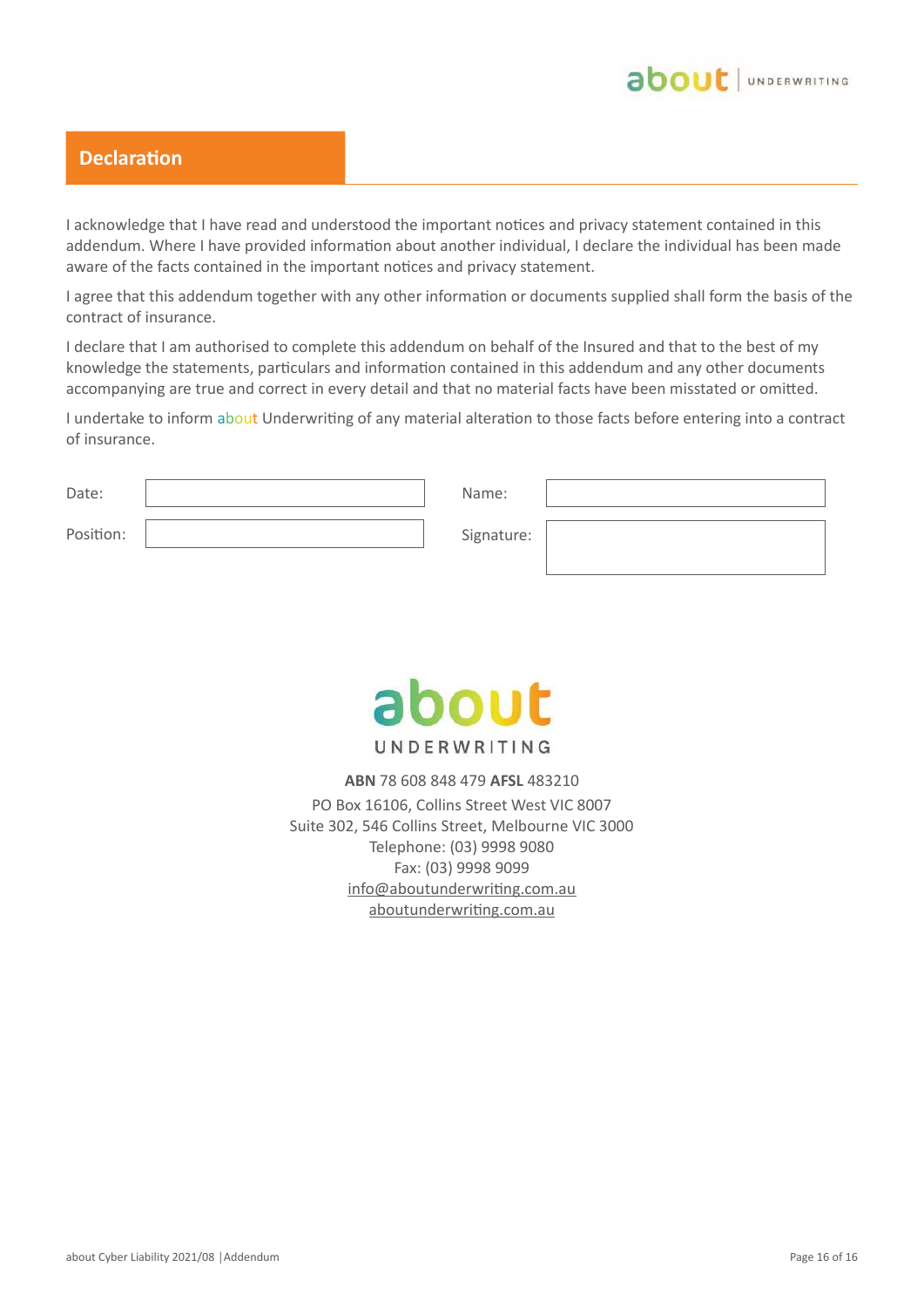## Declaration

I acknowledge that I have read and understood the important notices and privacy statement contained in this addendum. Where I have provided information about another individual, I declare the individual has been made aware of the facts contained in the important notices and privacy statement.

I agree that this addendum together with any other information or documents supplied shall form the basis of the contract of insurance.

I declare that I am authorised to complete this addendum on behalf of the Insured and that to the best of my knowledge the statements, particulars and information contained in this addendum and any other documents accompanying are true and correct in every detail and that no material facts have been misstated or omitted.

I undertake to inform about Underwriting of any material alteration to those facts before entering into a contract of insurance.

| | | | |
|---|---|---|---|
| Date: | | Name: | |
| Position: | | Signature: | |

about
UNDERWRITING

**ABN** 78 608 848 479 **AFSL** 483210
PO Box 16106, Collins Street West VIC 8007
Suite 302, 546 Collins Street, Melbourne VIC 3000
Telephone: (03) 9998 9080
Fax: (03) 9998 9099
info@aboutunderwriting.com.au
aboutunderwriting.com.au